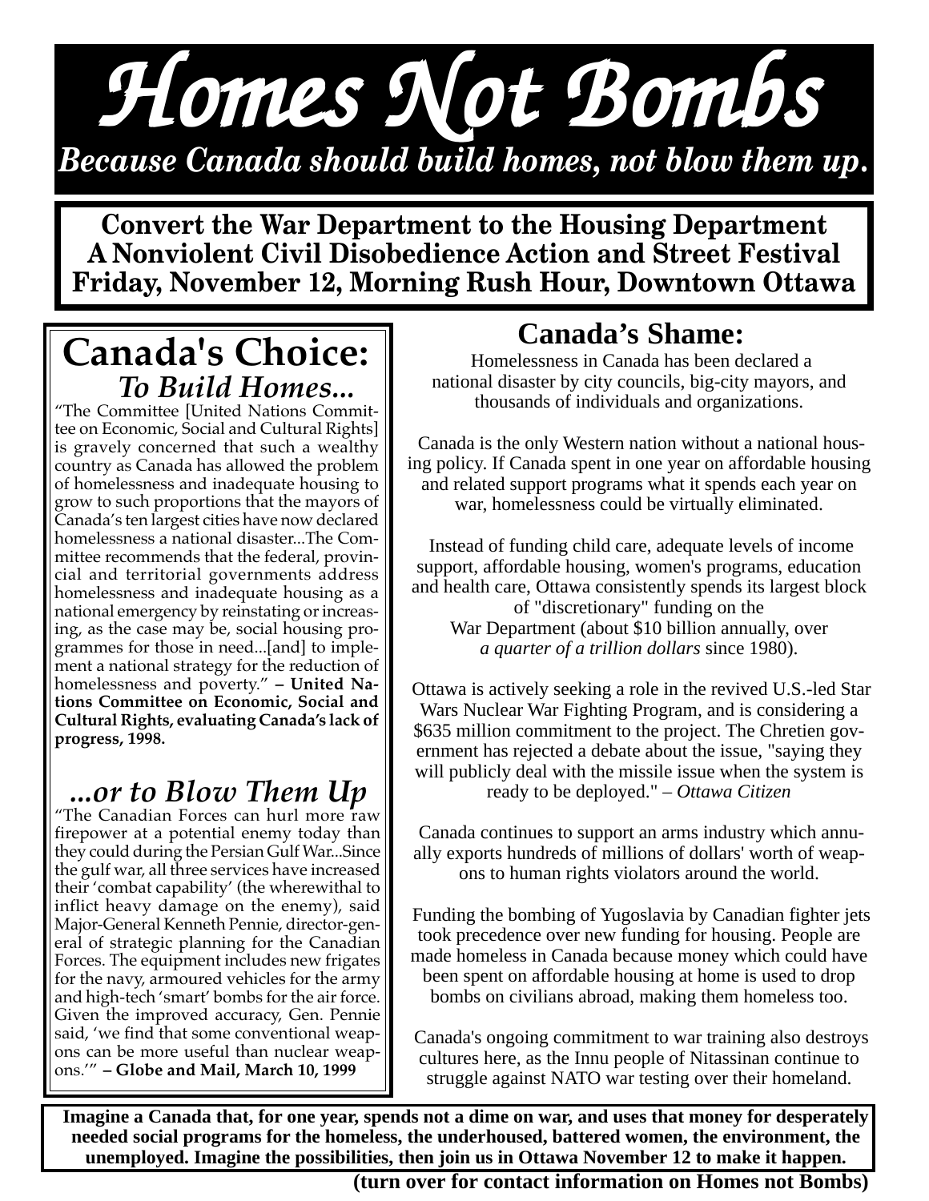# Homes Not Bombs

***Because Canada should build homes, not blow them up.***

**Convert the War Department to the Housing Department**
**A Nonviolent Civil Disobedience Action and Street Festival**
**Friday, November 12, Morning Rush Hour, Downtown Ottawa**

## Canada's Choice:

### *To Build Homes...*

"The Committee [United Nations Committee on Economic, Social and Cultural Rights] is gravely concerned that such a wealthy country as Canada has allowed the problem of homelessness and inadequate housing to grow to such proportions that the mayors of Canada's ten largest cities have now declared homelessness a national disaster...The Committee recommends that the federal, provincial and territorial governments address homelessness and inadequate housing as a national emergency by reinstating or increasing, as the case may be, social housing programmes for those in need...[and] to implement a national strategy for the reduction of homelessness and poverty." **– United Nations Committee on Economic, Social and Cultural Rights, evaluating Canada's lack of progress, 1998.**

### *...or to Blow Them Up*

"The Canadian Forces can hurl more raw firepower at a potential enemy today than they could during the Persian Gulf War...Since the gulf war, all three services have increased their 'combat capability' (the wherewithal to inflict heavy damage on the enemy), said Major-General Kenneth Pennie, director-general of strategic planning for the Canadian Forces. The equipment includes new frigates for the navy, armoured vehicles for the army and high-tech 'smart' bombs for the air force. Given the improved accuracy, Gen. Pennie said, 'we find that some conventional weapons can be more useful than nuclear weapons.'" **– Globe and Mail, March 10, 1999**

## Canada's Shame:

Homelessness in Canada has been declared a national disaster by city councils, big-city mayors, and thousands of individuals and organizations.

Canada is the only Western nation without a national housing policy. If Canada spent in one year on affordable housing and related support programs what it spends each year on war, homelessness could be virtually eliminated.

Instead of funding child care, adequate levels of income support, affordable housing, women's programs, education and health care, Ottawa consistently spends its largest block of "discretionary" funding on the War Department (about $10 billion annually, over *a quarter of a trillion dollars* since 1980).

Ottawa is actively seeking a role in the revived U.S.-led Star Wars Nuclear War Fighting Program, and is considering a $635 million commitment to the project. The Chretien government has rejected a debate about the issue, "saying they will publicly deal with the missile issue when the system is ready to be deployed." – *Ottawa Citizen*

Canada continues to support an arms industry which annually exports hundreds of millions of dollars' worth of weapons to human rights violators around the world.

Funding the bombing of Yugoslavia by Canadian fighter jets took precedence over new funding for housing. People are made homeless in Canada because money which could have been spent on affordable housing at home is used to drop bombs on civilians abroad, making them homeless too.

Canada's ongoing commitment to war training also destroys cultures here, as the Innu people of Nitassinan continue to struggle against NATO war testing over their homeland.

**Imagine a Canada that, for one year, spends not a dime on war, and uses that money for desperately needed social programs for the homeless, the underhoused, battered women, the environment, the unemployed. Imagine the possibilities, then join us in Ottawa November 12 to make it happen.**

**(turn over for contact information on Homes not Bombs)**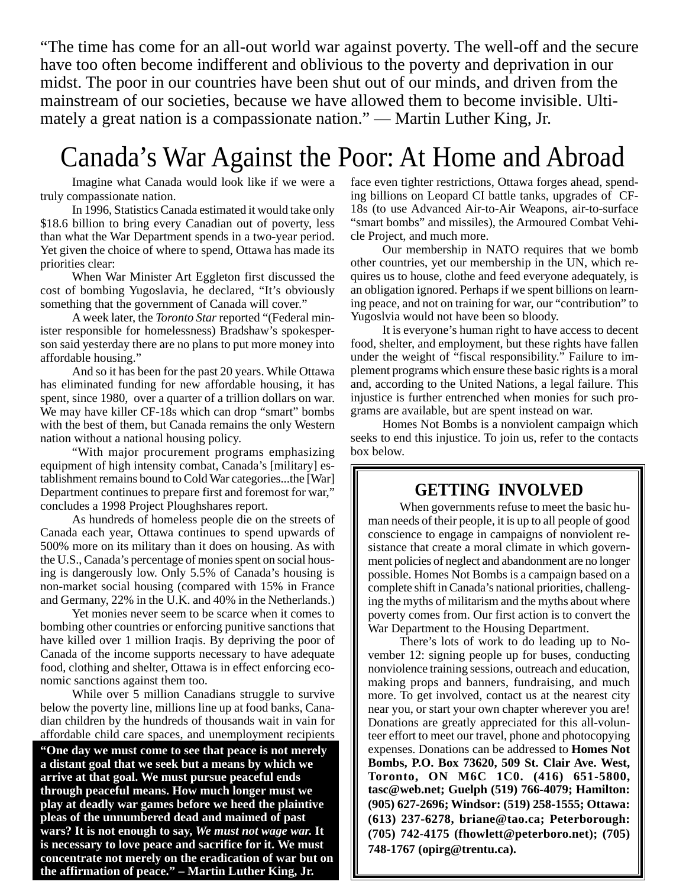"The time has come for an all-out world war against poverty. The well-off and the secure have too often become indifferent and oblivious to the poverty and deprivation in our midst. The poor in our countries have been shut out of our minds, and driven from the mainstream of our societies, because we have allowed them to become invisible. Ultimately a great nation is a compassionate nation." — Martin Luther King, Jr.

# Canada's War Against the Poor: At Home and Abroad

Imagine what Canada would look like if we were a truly compassionate nation.

In 1996, Statistics Canada estimated it would take only $18.6 billion to bring every Canadian out of poverty, less than what the War Department spends in a two-year period. Yet given the choice of where to spend, Ottawa has made its priorities clear:

When War Minister Art Eggleton first discussed the cost of bombing Yugoslavia, he declared, "It's obviously something that the government of Canada will cover."

A week later, the *Toronto Star* reported "(Federal minister responsible for homelessness) Bradshaw's spokesperson said yesterday there are no plans to put more money into affordable housing."

And so it has been for the past 20 years. While Ottawa has eliminated funding for new affordable housing, it has spent, since 1980, over a quarter of a trillion dollars on war. We may have killer CF-18s which can drop "smart" bombs with the best of them, but Canada remains the only Western nation without a national housing policy.

"With major procurement programs emphasizing equipment of high intensity combat, Canada's [military] establishment remains bound to Cold War categories...the [War] Department continues to prepare first and foremost for war," concludes a 1998 Project Ploughshares report.

As hundreds of homeless people die on the streets of Canada each year, Ottawa continues to spend upwards of 500% more on its military than it does on housing. As with the U.S., Canada's percentage of monies spent on social housing is dangerously low. Only 5.5% of Canada's housing is non-market social housing (compared with 15% in France and Germany, 22% in the U.K. and 40% in the Netherlands.)

Yet monies never seem to be scarce when it comes to bombing other countries or enforcing punitive sanctions that have killed over 1 million Iraqis. By depriving the poor of Canada of the income supports necessary to have adequate food, clothing and shelter, Ottawa is in effect enforcing economic sanctions against them too.

While over 5 million Canadians struggle to survive below the poverty line, millions line up at food banks, Canadian children by the hundreds of thousands wait in vain for affordable child care spaces, and unemployment recipients face even tighter restrictions, Ottawa forges ahead, spending billions on Leopard CI battle tanks, upgrades of CF-18s (to use Advanced Air-to-Air Weapons, air-to-surface "smart bombs" and missiles), the Armoured Combat Vehicle Project, and much more.

Our membership in NATO requires that we bomb other countries, yet our membership in the UN, which requires us to house, clothe and feed everyone adequately, is an obligation ignored. Perhaps if we spent billions on learning peace, and not on training for war, our "contribution" to Yugoslvia would not have been so bloody.

It is everyone's human right to have access to decent food, shelter, and employment, but these rights have fallen under the weight of "fiscal responsibility." Failure to implement programs which ensure these basic rights is a moral and, according to the United Nations, a legal failure. This injustice is further entrenched when monies for such programs are available, but are spent instead on war.

Homes Not Bombs is a nonviolent campaign which seeks to end this injustice. To join us, refer to the contacts box below.

**"One day we must come to see that peace is not merely a distant goal that we seek but a means by which we arrive at that goal. We must pursue peaceful ends through peaceful means. How much longer must we play at deadly war games before we heed the plaintive pleas of the unnumbered dead and maimed of past wars? It is not enough to say, *We must not wage war.* It is necessary to love peace and sacrifice for it. We must concentrate not merely on the eradication of war but on the affirmation of peace." – Martin Luther King, Jr.**

## GETTING INVOLVED

When governments refuse to meet the basic human needs of their people, it is up to all people of good conscience to engage in campaigns of nonviolent resistance that create a moral climate in which government policies of neglect and abandonment are no longer possible. Homes Not Bombs is a campaign based on a complete shift in Canada's national priorities, challenging the myths of militarism and the myths about where poverty comes from. Our first action is to convert the War Department to the Housing Department.

There's lots of work to do leading up to November 12: signing people up for buses, conducting nonviolence training sessions, outreach and education, making props and banners, fundraising, and much more. To get involved, contact us at the nearest city near you, or start your own chapter wherever you are! Donations are greatly appreciated for this all-volunteer effort to meet our travel, phone and photocopying expenses. Donations can be addressed to **Homes Not Bombs, P.O. Box 73620, 509 St. Clair Ave. West, Toronto, ON M6C 1C0. (416) 651-5800, tasc@web.net; Guelph (519) 766-4079; Hamilton: (905) 627-2696; Windsor: (519) 258-1555; Ottawa: (613) 237-6278, briane@tao.ca; Peterborough: (705) 742-4175 (fhowlett@peterboro.net); (705) 748-1767 (opirg@trentu.ca).**